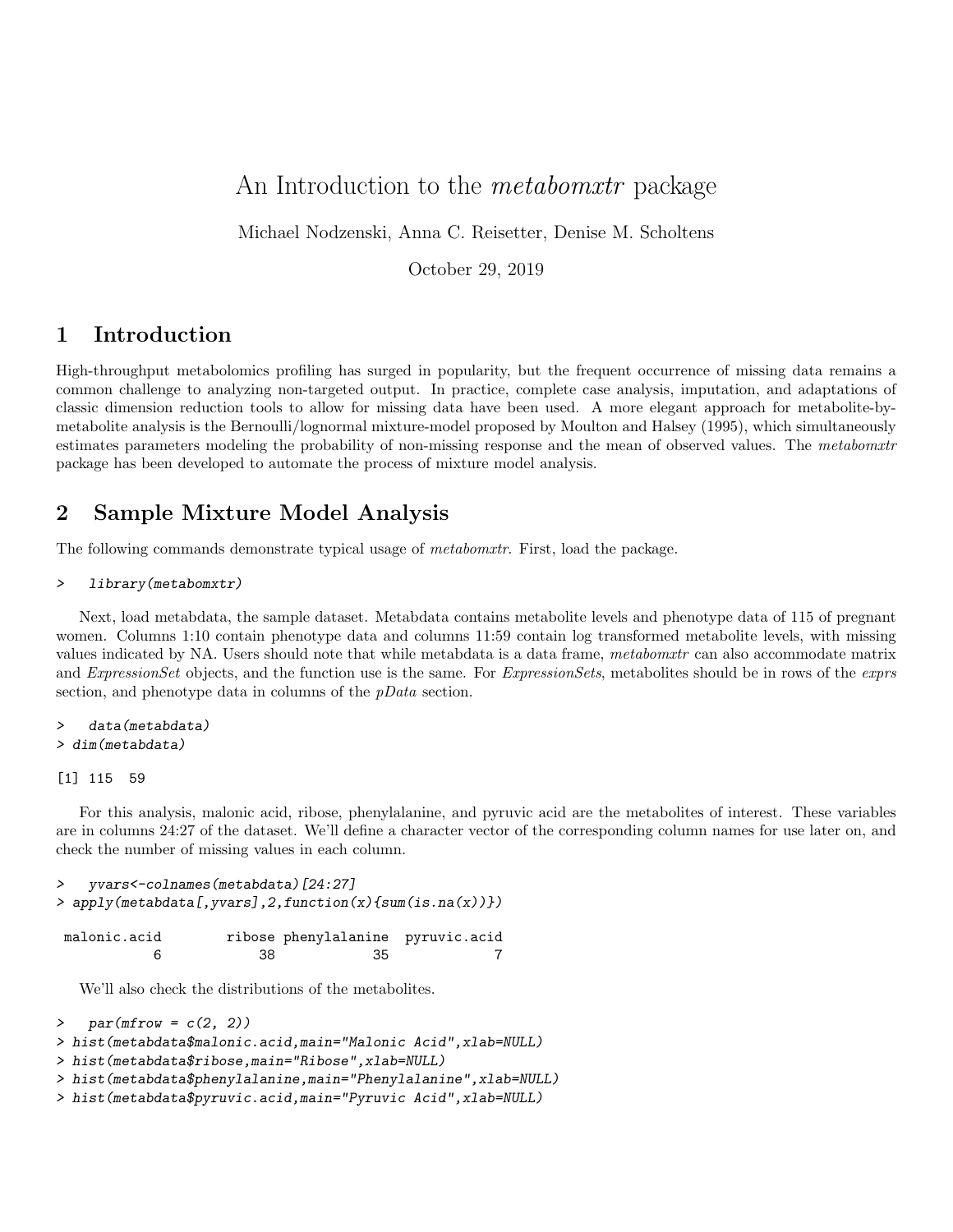# An Introduction to the *metabomxtr* package

Michael Nodzenski, Anna C. Reisetter, Denise M. Scholtens

October 29, 2019

## 1 Introduction

High-throughput metabolomics profiling has surged in popularity, but the frequent occurrence of missing data remains a common challenge to analyzing non-targeted output. In practice, complete case analysis, imputation, and adaptations of classic dimension reduction tools to allow for missing data have been used. A more elegant approach for metabolite-by-metabolite analysis is the Bernoulli/lognormal mixture-model proposed by Moulton and Halsey (1995), which simultaneously estimates parameters modeling the probability of non-missing response and the mean of observed values. The *metabomxtr* package has been developed to automate the process of mixture model analysis.

## 2 Sample Mixture Model Analysis

The following commands demonstrate typical usage of *metabomxtr*. First, load the package.

```
>   library(metabomxtr)
```

Next, load metabdata, the sample dataset. Metabdata contains metabolite levels and phenotype data of 115 of pregnant women. Columns 1:10 contain phenotype data and columns 11:59 contain log transformed metabolite levels, with missing values indicated by NA. Users should note that while metabdata is a data frame, *metabomxtr* can also accommodate matrix and *ExpressionSet* objects, and the function use is the same. For *ExpressionSets*, metabolites should be in rows of the *exprs* section, and phenotype data in columns of the *pData* section.

```
>   data(metabdata)
> dim(metabdata)

[1] 115  59
```

For this analysis, malonic acid, ribose, phenylalanine, and pyruvic acid are the metabolites of interest. These variables are in columns 24:27 of the dataset. We'll define a character vector of the corresponding column names for use later on, and check the number of missing values in each column.

```
>   yvars<-colnames(metabdata)[24:27]
> apply(metabdata[,yvars],2,function(x){sum(is.na(x))})

 malonic.acid        ribose phenylalanine  pyruvic.acid 
            6            38            35             7 
```

We'll also check the distributions of the metabolites.

```
>   par(mfrow = c(2, 2))
> hist(metabdata$malonic.acid,main="Malonic Acid",xlab=NULL)
> hist(metabdata$ribose,main="Ribose",xlab=NULL)
> hist(metabdata$phenylalanine,main="Phenylalanine",xlab=NULL)
> hist(metabdata$pyruvic.acid,main="Pyruvic Acid",xlab=NULL)
```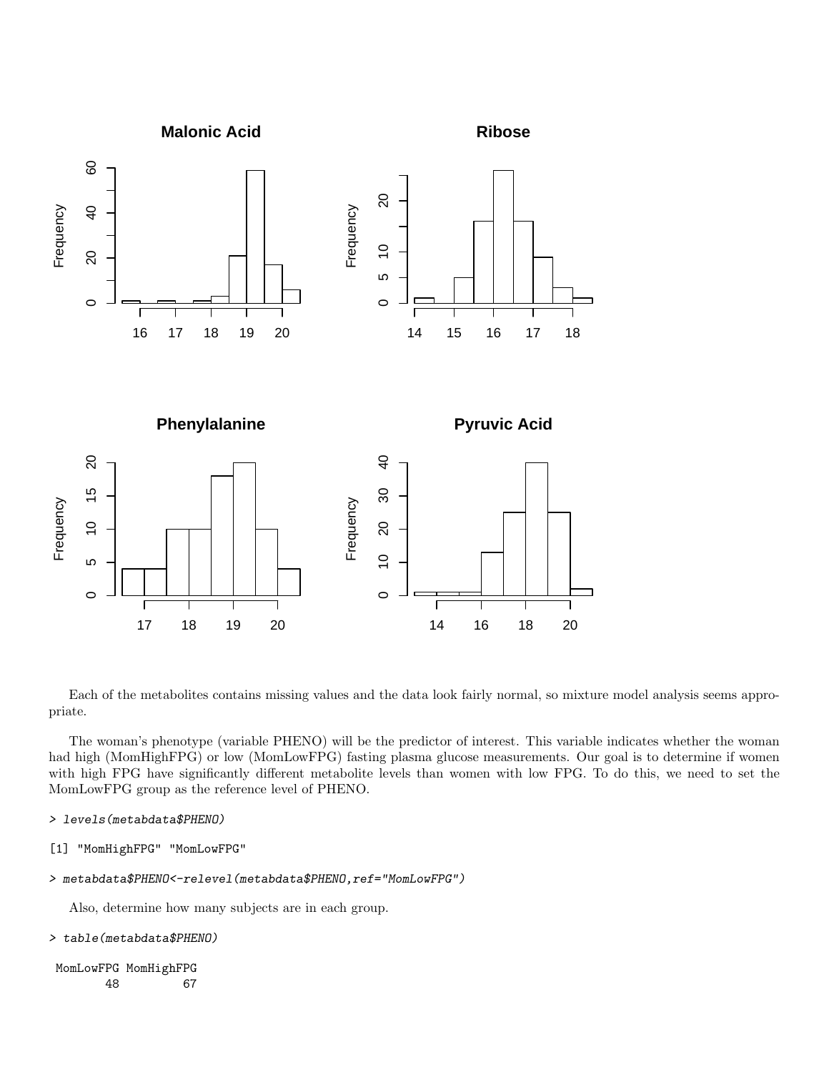Each of the metabolites contains missing values and the data look fairly normal, so mixture model analysis seems appropriate.

The woman's phenotype (variable PHENO) will be the predictor of interest. This variable indicates whether the woman had high (MomHighFPG) or low (MomLowFPG) fasting plasma glucose measurements. Our goal is to determine if women with high FPG have significantly different metabolite levels than women with low FPG. To do this, we need to set the MomLowFPG group as the reference level of PHENO.

```
> levels(metabdata$PHENO)

[1] "MomHighFPG" "MomLowFPG"

> metabdata$PHENO<-relevel(metabdata$PHENO,ref="MomLowFPG")
```

Also, determine how many subjects are in each group.

```
> table(metabdata$PHENO)

 MomLowFPG MomHighFPG
        48         67
```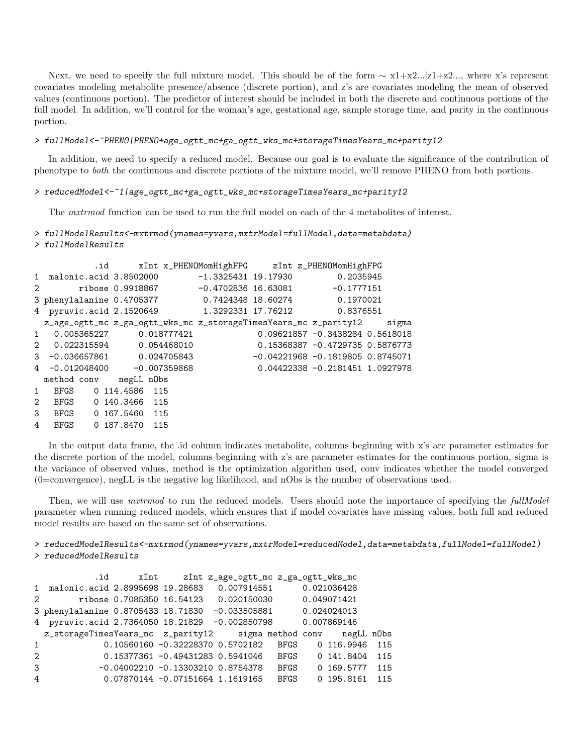Next, we need to specify the full mixture model. This should be of the form ∼ x1+x2...|z1+z2..., where x's represent covariates modeling metabolite presence/absence (discrete portion), and z's are covariates modeling the mean of observed values (continuous portion). The predictor of interest should be included in both the discrete and continuous portions of the full model. In addition, we'll control for the woman's age, gestational age, sample storage time, and parity in the continuous portion.

```
> fullModel<-~PHENO|PHENO+age_ogtt_mc+ga_ogtt_wks_mc+storageTimesYears_mc+parity12
```

In addition, we need to specify a reduced model. Because our goal is to evaluate the significance of the contribution of phenotype to *both* the continuous and discrete portions of the mixture model, we'll remove PHENO from both portions.

```
> reducedModel<-~1|age_ogtt_mc+ga_ogtt_wks_mc+storageTimesYears_mc+parity12
```

The *mxtrmod* function can be used to run the full model on each of the 4 metabolites of interest.

```
> fullModelResults<-mxtrmod(ynames=yvars,mxtrModel=fullModel,data=metabdata)
> fullModelResults

            .id      xInt x_PHENOMomHighFPG     zInt z_PHENOMomHighFPG
1  malonic.acid 3.8502000        -1.3325431 19.17930         0.2035945
2        ribose 0.9918867        -0.4702836 16.63081        -0.1777151
3 phenylalanine 0.4705377         0.7424348 18.60274         0.1970021
4  pyruvic.acid 2.1520649         1.3292331 17.76212         0.8376551
  z_age_ogtt_mc z_ga_ogtt_wks_mc z_storageTimesYears_mc z_parity12     sigma
1   0.005365227      0.018777421             0.09621857 -0.3438284 0.5618018
2   0.022315594      0.054468010             0.15368387 -0.4729735 0.5876773
3  -0.036657861      0.024705843            -0.04221968 -0.1819805 0.8745071
4  -0.012048400     -0.007359868             0.04422338 -0.2181451 1.0927978
  method conv    negLL nObs
1   BFGS    0 114.4586  115
2   BFGS    0 140.3466  115
3   BFGS    0 167.5460  115
4   BFGS    0 187.8470  115
```

In the output data frame, the .id column indicates metabolite, columns beginning with x's are parameter estimates for the discrete portion of the model, columns beginning with z's are parameter estimates for the continuous portion, sigma is the variance of observed values, method is the optimization algorithm used, conv indicates whether the model converged (0=convergence), negLL is the negative log likelihood, and nObs is the number of observations used.

Then, we will use *mxtrmod* to run the reduced models. Users should note the importance of specifying the *fullModel* parameter when running reduced models, which ensures that if model covariates have missing values, both full and reduced model results are based on the same set of observations.

```
> reducedModelResults<-mxtrmod(ynames=yvars,mxtrModel=reducedModel,data=metabdata,fullModel=fullModel)
> reducedModelResults

            .id      xInt     zInt z_age_ogtt_mc z_ga_ogtt_wks_mc
1  malonic.acid 2.8995698 19.28683   0.007914551      0.021036428
2        ribose 0.7085350 16.54123   0.020150030      0.049071421
3 phenylalanine 0.8705433 18.71830  -0.033505881      0.024024013
4  pyruvic.acid 2.7364050 18.21829  -0.002850798      0.007869146
  z_storageTimesYears_mc  z_parity12     sigma method conv    negLL nObs
1             0.10560160 -0.32228370 0.5702182   BFGS    0 116.9946  115
2             0.15377361 -0.49431283 0.5941046   BFGS    0 141.8404  115
3            -0.04002210 -0.13303210 0.8754378   BFGS    0 169.5777  115
4             0.07870144 -0.07151664 1.1619165   BFGS    0 195.8161  115
```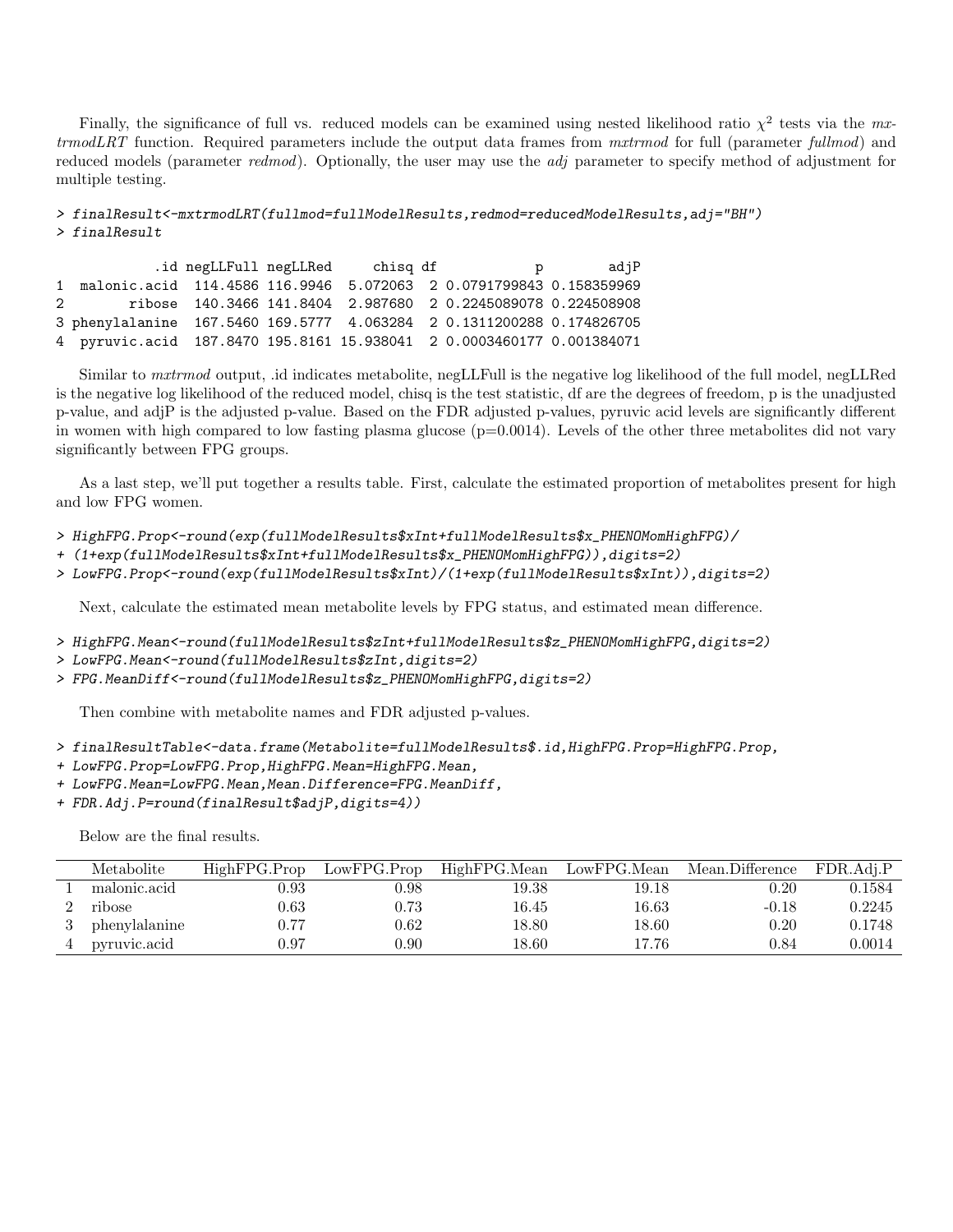Finally, the significance of full vs. reduced models can be examined using nested likelihood ratio $\chi^2$ tests via the *mxtrmodLRT* function. Required parameters include the output data frames from *mxtrmod* for full (parameter *fullmod*) and reduced models (parameter *redmod*). Optionally, the user may use the *adj* parameter to specify method of adjustment for multiple testing.

```
> finalResult<-mxtrmodLRT(fullmod=fullModelResults,redmod=reducedModelResults,adj="BH")
> finalResult

            .id negLLFull negLLRed     chisq df            p        adjP
1  malonic.acid  114.4586 116.9946  5.072063  2 0.0791799843 0.158359969
2        ribose  140.3466 141.8404  2.987680  2 0.2245089078 0.224508908
3 phenylalanine  167.5460 169.5777  4.063284  2 0.1311200288 0.174826705
4   pyruvic.acid  187.8470 195.8161 15.938041  2 0.0003460177 0.001384071
```

Similar to *mxtrmod* output, .id indicates metabolite, negLLFull is the negative log likelihood of the full model, negLLRed is the negative log likelihood of the reduced model, chisq is the test statistic, df are the degrees of freedom, p is the unadjusted p-value, and adjP is the adjusted p-value. Based on the FDR adjusted p-values, pyruvic acid levels are significantly different in women with high compared to low fasting plasma glucose (p=0.0014). Levels of the other three metabolites did not vary significantly between FPG groups.

As a last step, we'll put together a results table. First, calculate the estimated proportion of metabolites present for high and low FPG women.

```
> HighFPG.Prop<-round(exp(fullModelResults$xInt+fullModelResults$x_PHENOMomHighFPG)/
+ (1+exp(fullModelResults$xInt+fullModelResults$x_PHENOMomHighFPG)),digits=2)
> LowFPG.Prop<-round(exp(fullModelResults$xInt)/(1+exp(fullModelResults$xInt)),digits=2)
```

Next, calculate the estimated mean metabolite levels by FPG status, and estimated mean difference.

```
> HighFPG.Mean<-round(fullModelResults$zInt+fullModelResults$z_PHENOMomHighFPG,digits=2)
> LowFPG.Mean<-round(fullModelResults$zInt,digits=2)
> FPG.MeanDiff<-round(fullModelResults$z_PHENOMomHighFPG,digits=2)
```

Then combine with metabolite names and FDR adjusted p-values.

```
> finalResultTable<-data.frame(Metabolite=fullModelResults$.id,HighFPG.Prop=HighFPG.Prop,
+ LowFPG.Prop=LowFPG.Prop,HighFPG.Mean=HighFPG.Mean,
+ LowFPG.Mean=LowFPG.Mean,Mean.Difference=FPG.MeanDiff,
+ FDR.Adj.P=round(finalResult$adjP,digits=4))
```

Below are the final results.

| | Metabolite | HighFPG.Prop | LowFPG.Prop | HighFPG.Mean | LowFPG.Mean | Mean.Difference | FDR.Adj.P |
|---|---|---|---|---|---|---|---|
| 1 | malonic.acid | 0.93 | 0.98 | 19.38 | 19.18 | 0.20 | 0.1584 |
| 2 | ribose | 0.63 | 0.73 | 16.45 | 16.63 | -0.18 | 0.2245 |
| 3 | phenylalanine | 0.77 | 0.62 | 18.80 | 18.60 | 0.20 | 0.1748 |
| 4 | pyruvic.acid | 0.97 | 0.90 | 18.60 | 17.76 | 0.84 | 0.0014 |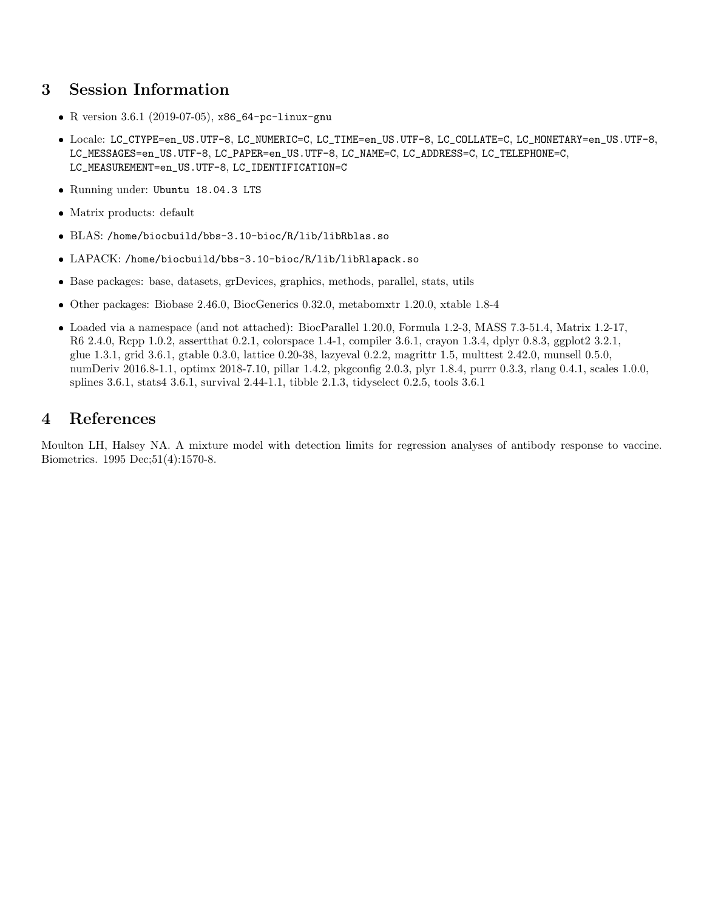## 3 Session Information

- R version 3.6.1 (2019-07-05), `x86_64-pc-linux-gnu`
- Locale: `LC_CTYPE=en_US.UTF-8`, `LC_NUMERIC=C`, `LC_TIME=en_US.UTF-8`, `LC_COLLATE=C`, `LC_MONETARY=en_US.UTF-8`, `LC_MESSAGES=en_US.UTF-8`, `LC_PAPER=en_US.UTF-8`, `LC_NAME=C`, `LC_ADDRESS=C`, `LC_TELEPHONE=C`, `LC_MEASUREMENT=en_US.UTF-8`, `LC_IDENTIFICATION=C`
- Running under: `Ubuntu 18.04.3 LTS`
- Matrix products: default
- BLAS: `/home/biocbuild/bbs-3.10-bioc/R/lib/libRblas.so`
- LAPACK: `/home/biocbuild/bbs-3.10-bioc/R/lib/libRlapack.so`
- Base packages: base, datasets, grDevices, graphics, methods, parallel, stats, utils
- Other packages: Biobase 2.46.0, BiocGenerics 0.32.0, metabomxtr 1.20.0, xtable 1.8-4
- Loaded via a namespace (and not attached): BiocParallel 1.20.0, Formula 1.2-3, MASS 7.3-51.4, Matrix 1.2-17, R6 2.4.0, Rcpp 1.0.2, assertthat 0.2.1, colorspace 1.4-1, compiler 3.6.1, crayon 1.3.4, dplyr 0.8.3, ggplot2 3.2.1, glue 1.3.1, grid 3.6.1, gtable 0.3.0, lattice 0.20-38, lazyeval 0.2.2, magrittr 1.5, multtest 2.42.0, munsell 0.5.0, numDeriv 2016.8-1.1, optimx 2018-7.10, pillar 1.4.2, pkgconfig 2.0.3, plyr 1.8.4, purrr 0.3.3, rlang 0.4.1, scales 1.0.0, splines 3.6.1, stats4 3.6.1, survival 2.44-1.1, tibble 2.1.3, tidyselect 0.2.5, tools 3.6.1

## 4 References

Moulton LH, Halsey NA. A mixture model with detection limits for regression analyses of antibody response to vaccine. Biometrics. 1995 Dec;51(4):1570-8.